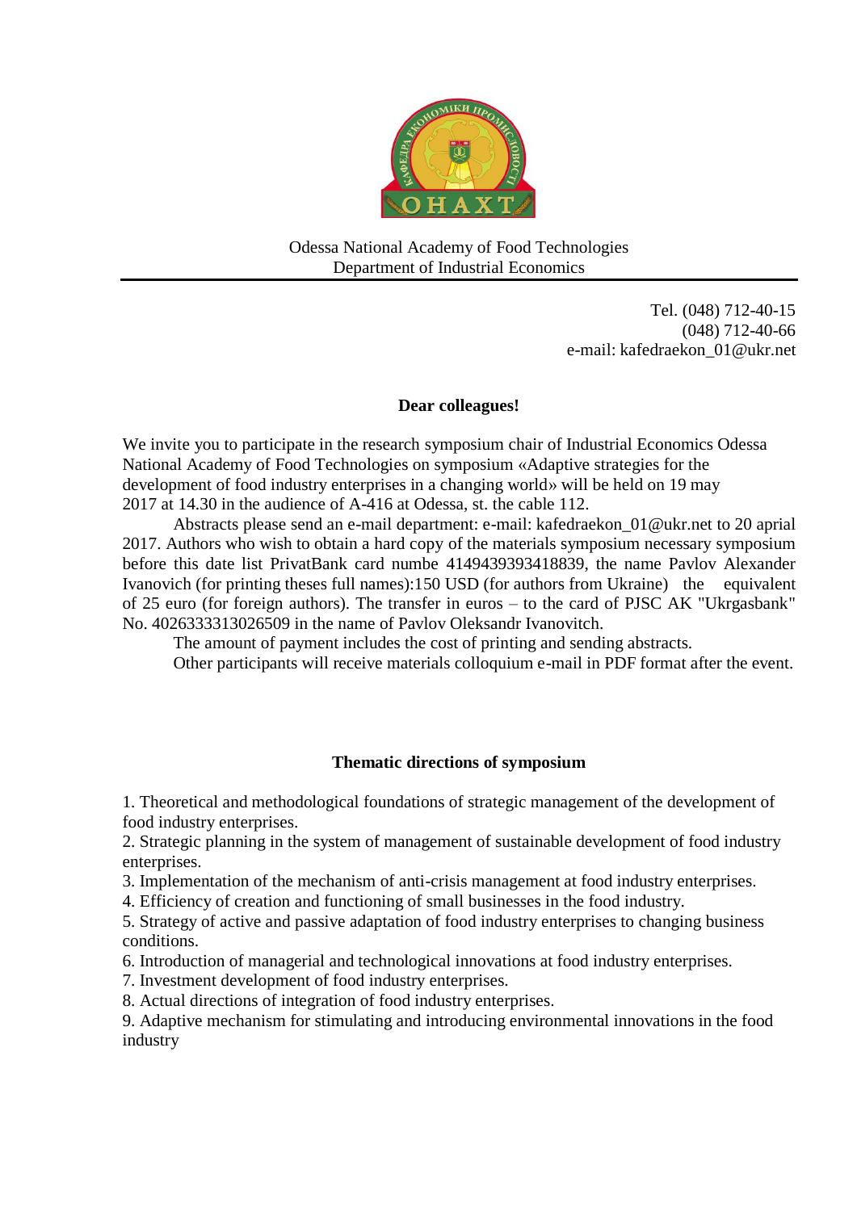Odessa National Academy of Food Technologies
Department of Industrial Economics

Tel. (048) 712-40-15
(048) 712-40-66
e-mail: kafedraekon_01@ukr.net

**Dear colleagues!**

We invite you to participate in the research symposium chair of Industrial Economics Odessa National Academy of Food Technologies on symposium «Adaptive strategies for the development of food industry enterprises in a changing world» will be held on 19 may 2017 at 14.30 in the audience of A-416 at Odessa, st. the cable 112.

Abstracts please send an e-mail department: e-mail: kafedraekon_01@ukr.net to 20 aprial 2017. Authors who wish to obtain a hard copy of the materials symposium necessary symposium before this date list PrivatBank card numbe 4149439393418839, the name Pavlov Alexander Ivanovich (for printing theses full names):150 USD (for authors from Ukraine) the equivalent of 25 euro (for foreign authors). The transfer in euros – to the card of PJSC AK "Ukrgasbank" No. 4026333313026509 in the name of Pavlov Oleksandr Ivanovitch.

The amount of payment includes the cost of printing and sending abstracts.

Other participants will receive materials colloquium e-mail in PDF format after the event.

**Thematic directions of symposium**

1. Theoretical and methodological foundations of strategic management of the development of food industry enterprises.
2. Strategic planning in the system of management of sustainable development of food industry enterprises.
3. Implementation of the mechanism of anti-crisis management at food industry enterprises.
4. Efficiency of creation and functioning of small businesses in the food industry.
5. Strategy of active and passive adaptation of food industry enterprises to changing business conditions.
6. Introduction of managerial and technological innovations at food industry enterprises.
7. Investment development of food industry enterprises.
8. Actual directions of integration of food industry enterprises.
9. Adaptive mechanism for stimulating and introducing environmental innovations in the food industry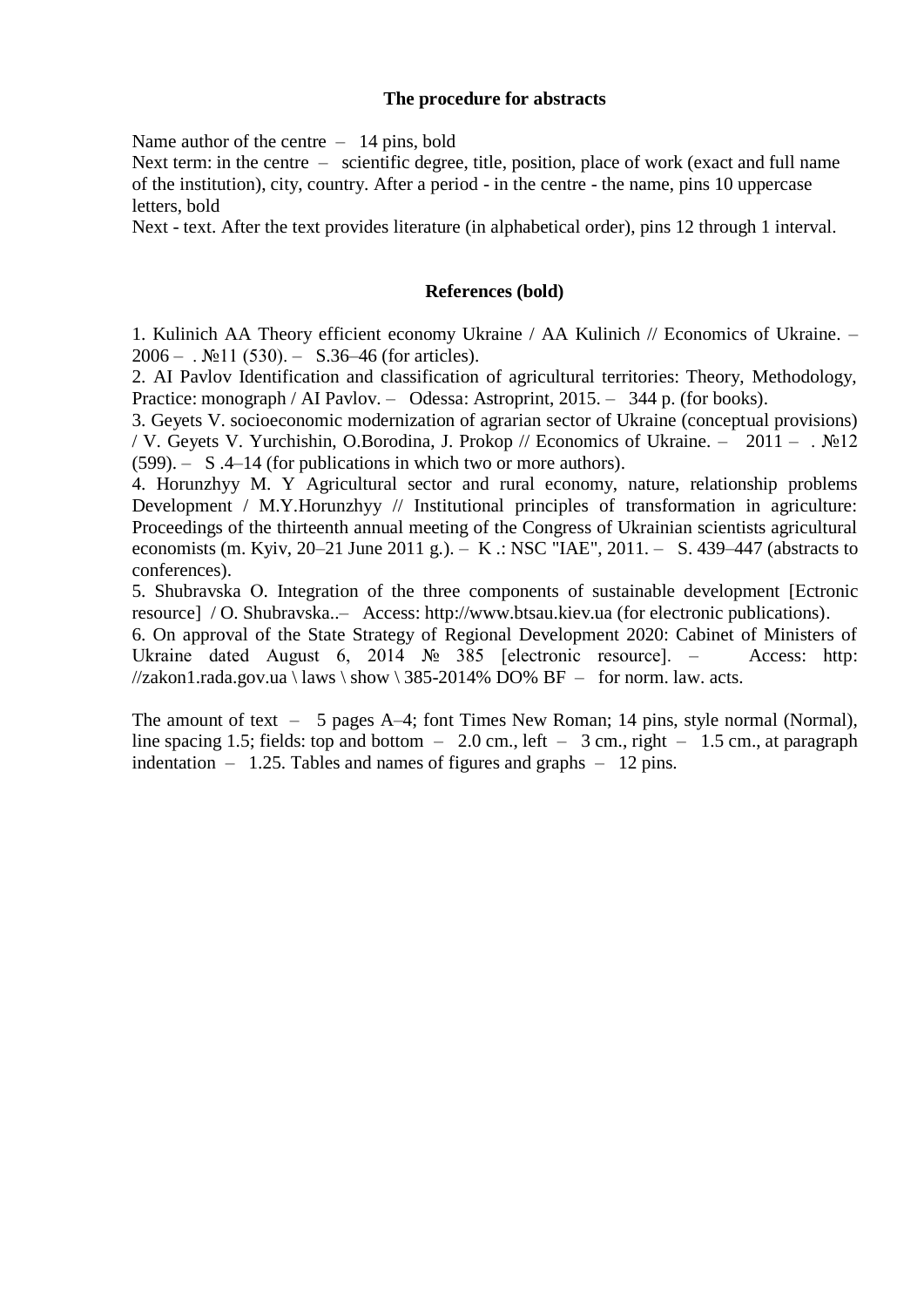**The procedure for abstracts**

Name author of the centre – 14 pins, bold
Next term: in the centre – scientific degree, title, position, place of work (exact and full name of the institution), city, country. After a period - in the centre - the name, pins 10 uppercase letters, bold
Next - text. After the text provides literature (in alphabetical order), pins 12 through 1 interval.

**References (bold)**

1. Kulinich AA Theory efficient economy Ukraine / AA Kulinich // Economics of Ukraine. – 2006 – . №11 (530). – S.36–46 (for articles).
2. AI Pavlov Identification and classification of agricultural territories: Theory, Methodology, Practice: monograph / AI Pavlov. – Odessa: Astroprint, 2015. – 344 p. (for books).
3. Geyets V. socioeconomic modernization of agrarian sector of Ukraine (conceptual provisions) / V. Geyets V. Yurchishin, O.Borodina, J. Prokop // Economics of Ukraine. – 2011 – . №12 (599). – S .4–14 (for publications in which two or more authors).
4. Horunzhyy M. Y Agricultural sector and rural economy, nature, relationship problems Development / M.Y.Horunzhyy // Institutional principles of transformation in agriculture: Proceedings of the thirteenth annual meeting of the Congress of Ukrainian scientists agricultural economists (m. Kyiv, 20–21 June 2011 g.). – K .: NSC "IAE", 2011. – S. 439–447 (abstracts to conferences).
5. Shubravska O. Integration of the three components of sustainable development [Ectronic resource] / O. Shubravska..– Access: http://www.btsau.kiev.ua (for electronic publications).
6. On approval of the State Strategy of Regional Development 2020: Cabinet of Ministers of Ukraine dated August 6, 2014 № 385 [electronic resource]. – Access: http: //zakon1.rada.gov.ua \ laws \ show \ 385-2014% DO% BF – for norm. law. acts.

The amount of text – 5 pages A–4; font Times New Roman; 14 pins, style normal (Normal), line spacing 1.5; fields: top and bottom – 2.0 cm., left – 3 cm., right – 1.5 cm., at paragraph indentation – 1.25. Tables and names of figures and graphs – 12 pins.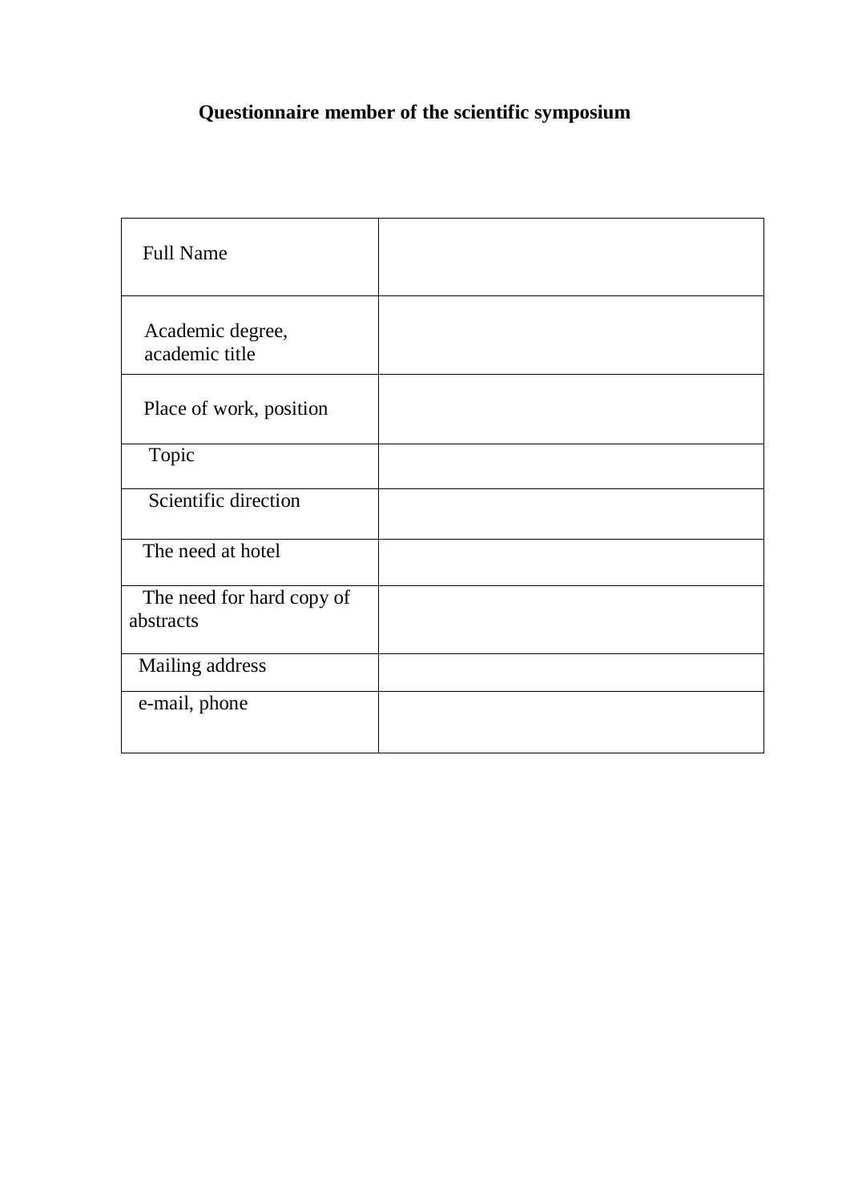**Questionnaire member of the scientific symposium**

| | |
|---|---|
| Full Name | |
| Academic degree, academic title | |
| Place of work, position | |
| Topic | |
| Scientific direction | |
| The need at hotel | |
| The need for hard copy of abstracts | |
| Mailing address | |
| e-mail, phone | |